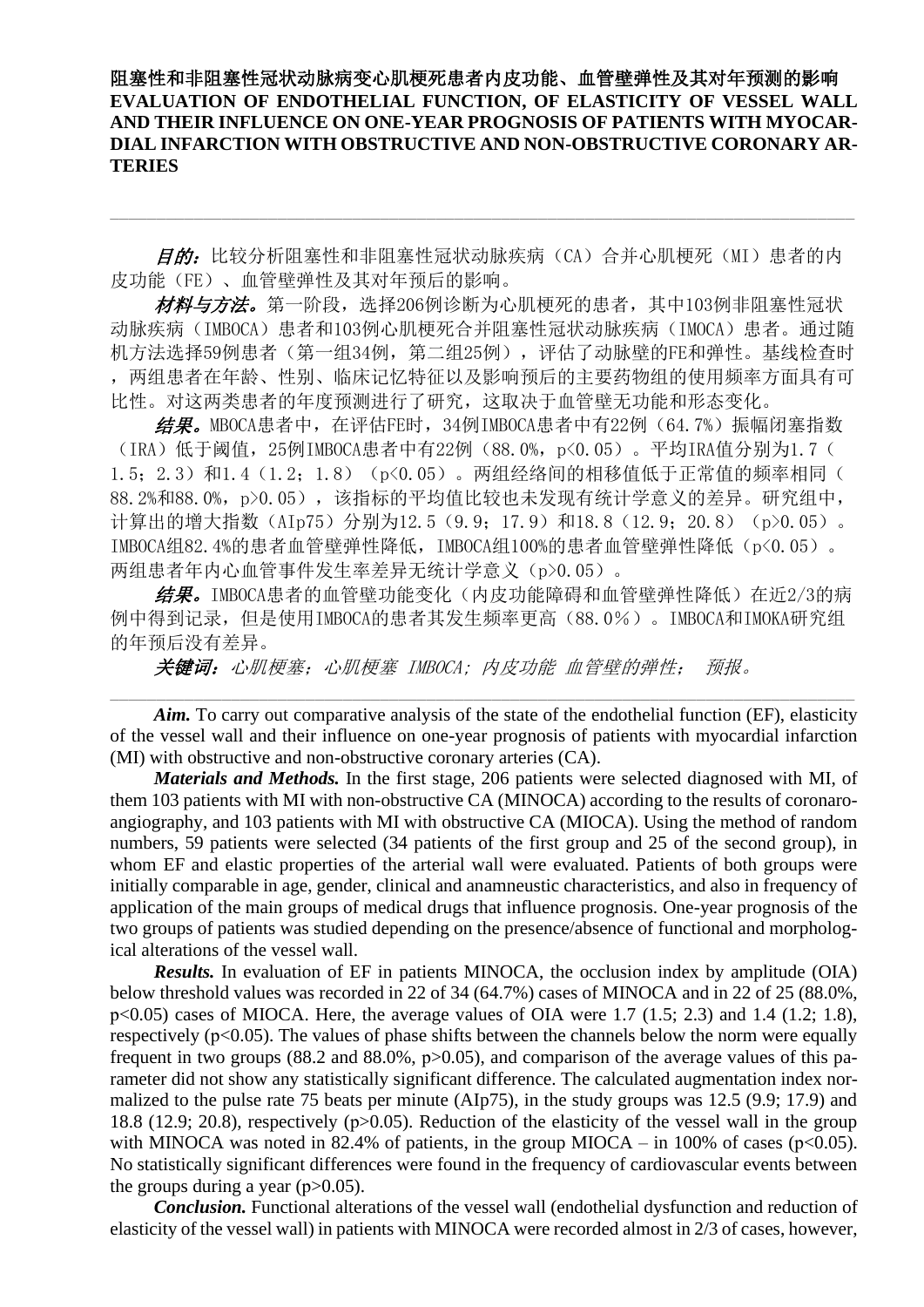**阻塞性和非阻塞性冠状动脉病变心肌梗死患者内皮功能、血管壁弹性及其对年预测的影响**
**EVALUATION OF ENDOTHELIAL FUNCTION, OF ELASTICITY OF VESSEL WALL AND THEIR INFLUENCE ON ONE-YEAR PROGNOSIS OF PATIENTS WITH MYOCARDIAL INFARCTION WITH OBSTRUCTIVE AND NON-OBSTRUCTIVE CORONARY ARTERIES**

---

***目的：***比较分析阻塞性和非阻塞性冠状动脉疾病（CA）合并心肌梗死（MI）患者的内皮功能（FE）、血管壁弹性及其对年预后的影响。

***材料与方法。***第一阶段，选择206例诊断为心肌梗死的患者，其中103例非阻塞性冠状动脉疾病（IMBOCA）患者和103例心肌梗死合并阻塞性冠状动脉疾病（IMOCA）患者。通过随机方法选择59例患者（第一组34例，第二组25例），评估了动脉壁的FE和弹性。基线检查时，两组患者在年龄、性别、临床记忆特征以及影响预后的主要药物组的使用频率方面具有可比性。对这两类患者的年度预测进行了研究，这取决于血管壁无功能和形态变化。

***结果。***MBOCA患者中，在评估FE时，34例IMBOCA患者中有22例（64.7%）振幅闭塞指数（IRA）低于阈值，25例IMBOCA患者中有22例（88.0%，p<0.05）。平均IRA值分别为1.7（1.5；2.3）和1.4（1.2；1.8）（p<0.05）。两组经络间的相移值低于正常值的频率相同（88.2%和88.0%，p>0.05），该指标的平均值比较也未发现有统计学意义的差异。研究组中，计算出的增大指数（AIp75）分别为12.5（9.9；17.9）和18.8（12.9；20.8）（p>0.05）。IMBOCA组82.4%的患者血管壁弹性降低，IMBOCA组100%的患者血管壁弹性降低（p<0.05）。两组患者年内心血管事件发生率差异无统计学意义（p>0.05）。

***结果。***IMBOCA患者的血管壁功能变化（内皮功能障碍和血管壁弹性降低）在近2/3的病例中得到记录，但是使用IMBOCA的患者其发生频率更高（88.0%）。IMBOCA和IMOKA研究组的年预后没有差异。

***关键词：*** *心肌梗塞；心肌梗塞 IMBOCA；内皮功能 血管壁的弹性；  预报。*

---

***Aim.*** To carry out comparative analysis of the state of the endothelial function (EF), elasticity of the vessel wall and their influence on one-year prognosis of patients with myocardial infarction (MI) with obstructive and non-obstructive coronary arteries (CA).

***Materials and Methods.*** In the first stage, 206 patients were selected diagnosed with MI, of them 103 patients with MI with non-obstructive CA (MINOCA) according to the results of coronaroangiography, and 103 patients with MI with obstructive CA (MIOCA). Using the method of random numbers, 59 patients were selected (34 patients of the first group and 25 of the second group), in whom EF and elastic properties of the arterial wall were evaluated. Patients of both groups were initially comparable in age, gender, clinical and anamneustic characteristics, and also in frequency of application of the main groups of medical drugs that influence prognosis. One-year prognosis of the two groups of patients was studied depending on the presence/absence of functional and morphological alterations of the vessel wall.

***Results.*** In evaluation of EF in patients MINOCA, the occlusion index by amplitude (OIA) below threshold values was recorded in 22 of 34 (64.7%) cases of MINOCA and in 22 of 25 (88.0%, $p<0.05$) cases of MIOCA. Here, the average values of OIA were 1.7 (1.5; 2.3) and 1.4 (1.2; 1.8), respectively ($p<0.05$). The values of phase shifts between the channels below the norm were equally frequent in two groups (88.2 and 88.0%, $p>0.05$), and comparison of the average values of this parameter did not show any statistically significant difference. The calculated augmentation index normalized to the pulse rate 75 beats per minute (AIp75), in the study groups was 12.5 (9.9; 17.9) and 18.8 (12.9; 20.8), respectively ($p>0.05$). Reduction of the elasticity of the vessel wall in the group with MINOCA was noted in 82.4% of patients, in the group MIOCA – in 100% of cases ($p<0.05$). No statistically significant differences were found in the frequency of cardiovascular events between the groups during a year ($p>0.05$).

***Conclusion.*** Functional alterations of the vessel wall (endothelial dysfunction and reduction of elasticity of the vessel wall) in patients with MINOCA were recorded almost in 2/3 of cases, however,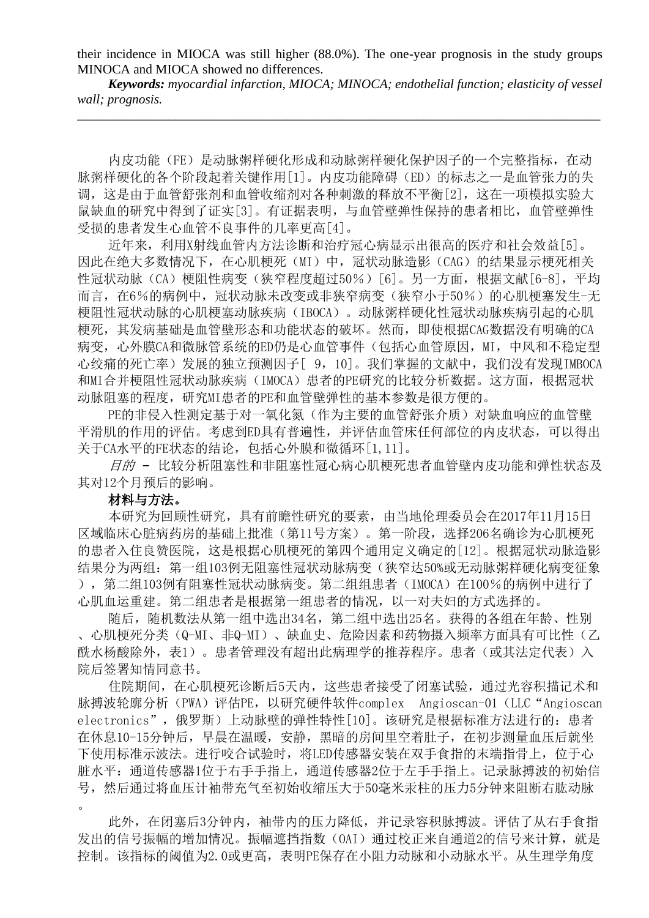their incidence in MIOCA was still higher (88.0%). The one-year prognosis in the study groups MINOCA and MIOCA showed no differences.

***Keywords:*** *myocardial infarction, MIOCA; MINOCA; endothelial function; elasticity of vessel wall; prognosis.*

---

内皮功能（FE）是动脉粥样硬化形成和动脉粥样硬化保护因子的一个完整指标，在动脉粥样硬化的各个阶段起着关键作用[1]。内皮功能障碍（ED）的标志之一是血管张力的失调，这是由于血管舒张剂和血管收缩剂对各种刺激的释放不平衡[2]，这在一项模拟实验大鼠缺血的研究中得到了证实[3]。有证据表明，与血管壁弹性保持的患者相比，血管壁弹性受损的患者发生心血管不良事件的几率更高[4]。

近年来，利用X射线血管内方法诊断和治疗冠心病显示出很高的医疗和社会效益[5]。因此在绝大多数情况下，在心肌梗死（MI）中，冠状动脉造影（CAG）的结果显示梗死相关性冠状动脉（CA）梗阻性病变（狭窄程度超过50%）[6]。另一方面，根据文献[6-8]，平均而言，在6%的病例中，冠状动脉未改变或非狭窄病变（狭窄小于50%）的心肌梗塞发生-无梗阻性冠状动脉的心肌梗塞动脉疾病（IBOCA）。动脉粥样硬化性冠状动脉疾病引起的心肌梗死，其发病基础是血管壁形态和功能状态的破坏。然而，即使根据CAG数据没有明确的CA病变，心外膜CA和微脉管系统的ED仍是心血管事件（包括心血管原因，MI，中风和不稳定型心绞痛的死亡率）发展的独立预测因子[ 9，10]。我们掌握的文献中，我们没有发现IMBOCA和MI合并梗阻性冠状动脉疾病（IMOCA）患者的PE研究的比较分析数据。这方面，根据冠状动脉阻塞的程度，研究MI患者的PE和血管壁弹性的基本参数是很方便的。

PE的非侵入性测定基于对一氧化氮（作为主要的血管舒张介质）对缺血响应的血管壁平滑肌的作用的评估。考虑到ED具有普遍性，并评估血管床任何部位的内皮状态，可以得出关于CA水平的FE状态的结论，包括心外膜和微循环[1,11]。

*目的* - 比较分析阻塞性和非阻塞性冠心病心肌梗死患者血管壁内皮功能和弹性状态及其对12个月预后的影响。

**材料与方法。**

本研究为回顾性研究，具有前瞻性研究的要素，由当地伦理委员会在2017年11月15日区域临床心脏病药房的基础上批准（第11号方案）。第一阶段，选择206名确诊为心肌梗死的患者入住良赞医院，这是根据心肌梗死的第四个通用定义确定的[12]。根据冠状动脉造影结果分为两组：第一组103例无阻塞性冠状动脉病变（狭窄达50%或无动脉粥样硬化病变征象），第二组103例有阻塞性冠状动脉病变。第二组组患者（IMOCA）在100%的病例中进行了心肌血运重建。第二组患者是根据第一组患者的情况，以一对夫妇的方式选择的。

随后，随机数法从第一组中选出34名，第二组中选出25名。获得的各组在年龄、性别、心肌梗死分类（Q-MI、非Q-MI）、缺血史、危险因素和药物摄入频率方面具有可比性（乙酰水杨酸除外，表1）。患者管理没有超出此病理学的推荐程序。患者（或其法定代表）入院后签署知情同意书。

住院期间，在心肌梗死诊断后5天内，这些患者接受了闭塞试验，通过光容积描记术和脉搏波轮廓分析（PWA）评估PE，以研究硬件软件complex  Angioscan-01（LLC“Angioscan electronics”，俄罗斯）上动脉壁的弹性特性[10]。该研究是根据标准方法进行的：患者在休息10-15分钟后，早晨在温暖，安静，黑暗的房间里空着肚子，在初步测量血压后就坐下使用标准示波法。进行咬合试验时，将LED传感器安装在双手食指的末端指骨上，位于心脏水平：通道传感器1位于右手手指上，通道传感器2位于左手手指上。记录脉搏波的初始信号，然后通过将血压计袖带充气至初始收缩压大于50毫米汞柱的压力5分钟来阻断右肱动脉。

此外，在闭塞后3分钟内，袖带内的压力降低，并记录容积脉搏波。评估了从右手食指发出的信号振幅的增加情况。振幅遮挡指数（OAI）通过校正来自通道2的信号来计算，就是控制。该指标的阈值为2.0或更高，表明PE保存在小阻力动脉和小动脉水平。从生理学角度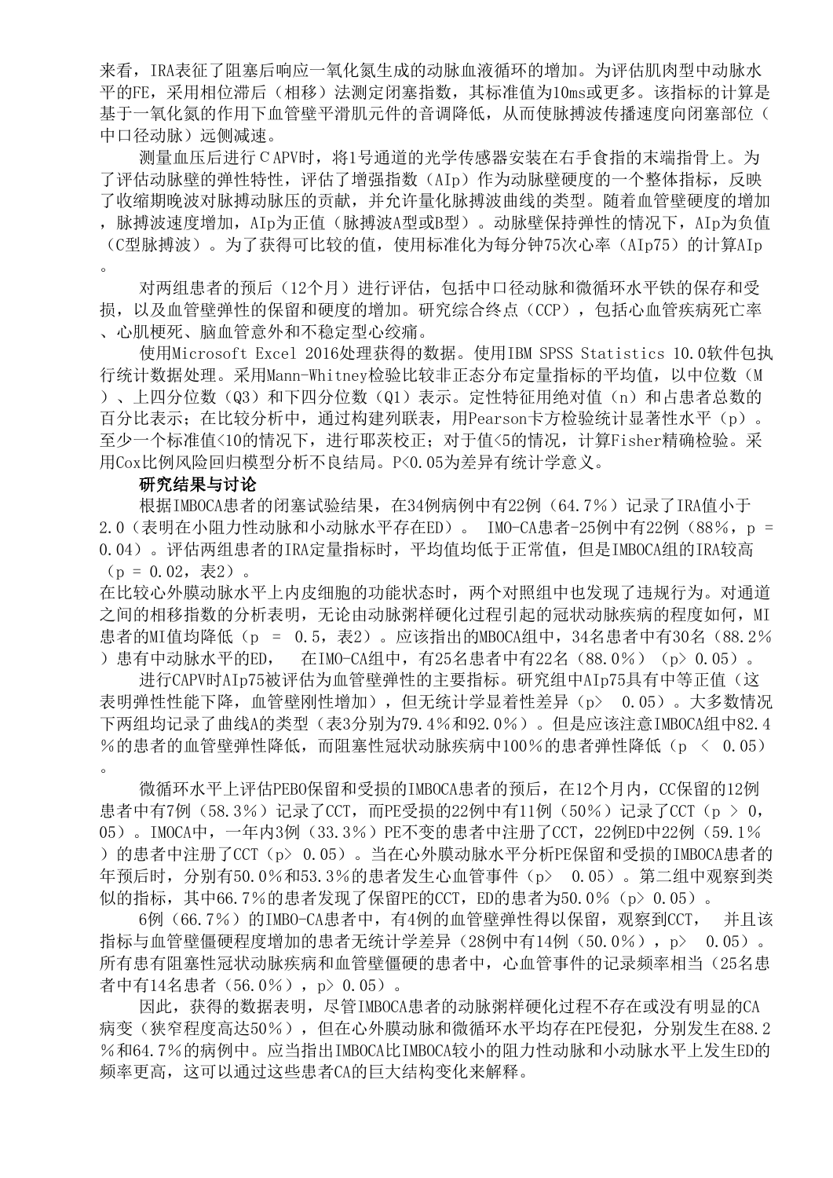来看，IRA表征了阻塞后响应一氧化氮生成的动脉血液循环的增加。为评估肌肉型中动脉水平的FE，采用相位滞后（相移）法测定闭塞指数，其标准值为10ms或更多。该指标的计算是基于一氧化氮的作用下血管壁平滑肌元件的音调降低，从而使脉搏波传播速度向闭塞部位（中口径动脉）远侧减速。

测量血压后进行ＣAPV时，将1号通道的光学传感器安装在右手食指的末端指骨上。为了评估动脉壁的弹性特性，评估了增强指数（AIp）作为动脉壁硬度的一个整体指标，反映了收缩期晚波对脉搏动脉压的贡献，并允许量化脉搏波曲线的类型。随着血管壁硬度的增加，脉搏波速度增加，AIp为正值（脉搏波A型或B型）。动脉壁保持弹性的情况下，AIp为负值（C型脉搏波）。为了获得可比较的值，使用标准化为每分钟75次心率（AIp75）的计算AIp。

对两组患者的预后（12个月）进行评估，包括中口径动脉和微循环水平铁的保存和受损，以及血管壁弹性的保留和硬度的增加。研究综合终点（CCP），包括心血管疾病死亡率、心肌梗死、脑血管意外和不稳定型心绞痛。

使用Microsoft Excel 2016处理获得的数据。使用IBM SPSS Statistics 10.0软件包执行统计数据处理。采用Mann-Whitney检验比较非正态分布定量指标的平均值，以中位数（M）、上四分位数（Q3）和下四分位数（Q1）表示。定性特征用绝对值（n）和占患者总数的百分比表示；在比较分析中，通过构建列联表，用Pearson卡方检验统计显著性水平（p）。至少一个标准值<10的情况下，进行耶茨校正；对于值<5的情况，计算Fisher精确检验。采用Cox比例风险回归模型分析不良结局。P<0.05为差异有统计学意义。

**研究结果与讨论**

根据IMBOCA患者的闭塞试验结果，在34例病例中有22例（64.7%）记录了IRA值小于2.0（表明在小阻力性动脉和小动脉水平存在ED）。 IMO-CA患者-25例中有22例（88%，p = 0.04）。评估两组患者的IRA定量指标时，平均值均低于正常值，但是IMBOCA组的IRA较高（p = 0.02，表2）。

在比较心外膜动脉水平上内皮细胞的功能状态时，两个对照组中也发现了违规行为。对通道之间的相移指数的分析表明，无论由动脉粥样硬化过程引起的冠状动脉疾病的程度如何，MI患者的MI值均降低（p = 0.5，表2）。应该指出的MBOCA组中，34名患者中有30名（88.2%）患有中动脉水平的ED， 在IMO-CA组中，有25名患者中有22名（88.0%）（p> 0.05）。

进行CAPV时AIp75被评估为血管壁弹性的主要指标。研究组中AIp75具有中等正值（这表明弹性性能下降，血管壁刚性增加），但无统计学显着性差异（p> 0.05）。大多数情况下两组均记录了曲线A的类型（表3分别为79.4%和92.0%）。但是应该注意IMBOCA组中82.4%的患者的血管壁弹性降低，而阻塞性冠状动脉疾病中100%的患者弹性降低（p < 0.05）。

微循环水平上评估PEBO保留和受损的IMBOCA患者的预后，在12个月内，CC保留的12例患者中有7例（58.3%）记录了CCT，而PE受损的22例中有11例（50%）记录了CCT（p > 0，05）。IMOCA中，一年内3例（33.3%）PE不变的患者中注册了CCT，22例ED中22例（59.1%）的患者中注册了CCT（p> 0.05）。当在心外膜动脉水平分析PE保留和受损的IMBOCA患者的年预后时，分别有50.0%和53.3%的患者发生心血管事件（p> 0.05）。第二组中观察到类似的指标，其中66.7%的患者发现了保留PE的CCT，ED的患者为50.0%（p> 0.05）。

6例（66.7%）的IMBO-CA患者中，有4例的血管壁弹性得以保留，观察到CCT， 并且该指标与血管壁僵硬程度增加的患者无统计学差异（28例中有14例（50.0%），p> 0.05）。所有患有阻塞性冠状动脉疾病和血管壁僵硬的患者中，心血管事件的记录频率相当（25名患者中有14名患者（56.0%），p> 0.05）。

因此，获得的数据表明，尽管IMBOCA患者的动脉粥样硬化过程不存在或没有明显的CA病变（狭窄程度高达50%），但在心外膜动脉和微循环水平均存在PE侵犯，分别发生在88.2%和64.7%的病例中。应当指出IMBOCA比IMBOCA较小的阻力性动脉和小动脉水平上发生ED的频率更高，这可以通过这些患者CA的巨大结构变化来解释。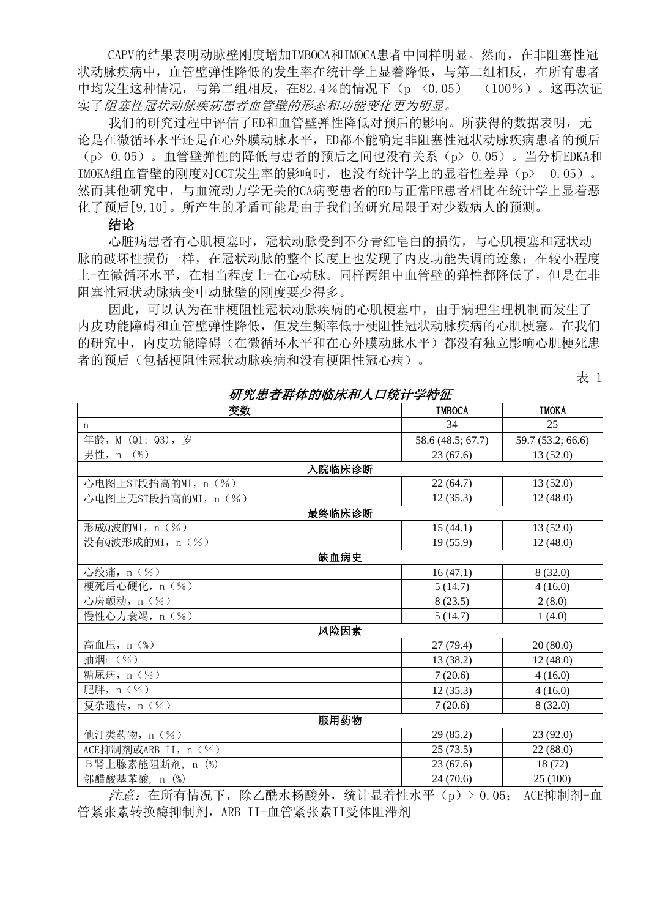CAPV的结果表明动脉壁刚度增加IMBOCA和IMOCA患者中同样明显。然而，在非阻塞性冠状动脉疾病中，血管壁弹性降低的发生率在统计学上显着降低，与第二组相反，在所有患者中均发生这种情况，与第二组相反，在82.4％的情况下（p <0.05） （100％）。这再次证实了*阻塞性冠状动脉疾病患者血管壁的形态和功能变化更为明显。*

我们的研究过程中评估了ED和血管壁弹性降低对预后的影响。所获得的数据表明，无论是在微循环水平还是在心外膜动脉水平，ED都不能确定非阻塞性冠状动脉疾病患者的预后（p> 0.05）。血管壁弹性的降低与患者的预后之间也没有关系（p> 0.05）。当分析EDKA和IMOKA组血管壁的刚度对CCT发生率的影响时，也没有统计学上的显着性差异（p> 0.05）。然而其他研究中，与血流动力学无关的CA病变患者的ED与正常PE患者相比在统计学上显着恶化了预后[9,10]。所产生的矛盾可能是由于我们的研究局限于对少数病人的预测。

**结论**

心脏病患者有心肌梗塞时，冠状动脉受到不分青红皂白的损伤，与心肌梗塞和冠状动脉的破坏性损伤一样，在冠状动脉的整个长度上也发现了内皮功能失调的迹象；在较小程度上-在微循环水平，在相当程度上-在心动脉。同样两组中血管壁的弹性都降低了，但是在非阻塞性冠状动脉病变中动脉壁的刚度要少得多。

因此，可以认为在非梗阻性冠状动脉疾病的心肌梗塞中，由于病理生理机制而发生了内皮功能障碍和血管壁弹性降低，但发生频率低于梗阻性冠状动脉疾病的心肌梗塞。在我们的研究中，内皮功能障碍（在微循环水平和在心外膜动脉水平）都没有独立影响心肌梗死患者的预后（包括梗阻性冠状动脉疾病和没有梗阻性冠心病）。

表 1

***研究患者群体的临床和人口统计学特征***

| 变数 | IMBOCA | IMOKA |
|---|---|---|
| n | 34 | 25 |
| 年龄，M (Q1; Q3)，岁 | 58.6 (48.5; 67.7) | 59.7 (53.2; 66.6) |
| 男性，n （%） | 23 (67.6) | 13 (52.0) |
| **入院临床诊断** | | |
| 心电图上ST段抬高的MI，n（％） | 22 (64.7) | 13 (52.0) |
| 心电图上无ST段抬高的MI，n（％） | 12 (35.3) | 12 (48.0) |
| **最终临床诊断** | | |
| 形成Q波的MI，n（％） | 15 (44.1) | 13 (52.0) |
| 没有Q波形成的MI，n（％） | 19 (55.9) | 12 (48.0) |
| **缺血病史** | | |
| 心绞痛，n（％） | 16 (47.1) | 8 (32.0) |
| 梗死后心硬化，n（％） | 5 (14.7) | 4 (16.0) |
| 心房颤动，n（％） | 8 (23.5) | 2 (8.0) |
| 慢性心力衰竭，n（％） | 5 (14.7) | 1 (4.0) |
| **风险因素** | | |
| 高血压，n（%） | 27 (79.4) | 20 (80.0) |
| 抽烟n（％） | 13 (38.2) | 12 (48.0) |
| 糖尿病，n（％） | 7 (20.6) | 4 (16.0) |
| 肥胖，n（％） | 12 (35.3) | 4 (16.0) |
| 复杂遗传，n（％） | 7 (20.6) | 8 (32.0) |
| **服用药物** | | |
| 他汀类药物，n（％） | 29 (85.2) | 23 (92.0) |
| ACE抑制剂或ARB II，n（％） | 25 (73.5) | 22 (88.0) |
| Β肾上腺素能阻断剂, n (%) | 23 (67.6) | 18 (72) |
| 邻醋酸基苯酸, n (%) | 24 (70.6) | 25 (100) |

*注意：*在所有情况下，除乙酰水杨酸外，统计显着性水平（p）> 0.05； ACE抑制剂-血管紧张素转换酶抑制剂，ARB II-血管紧张素II受体阻滞剂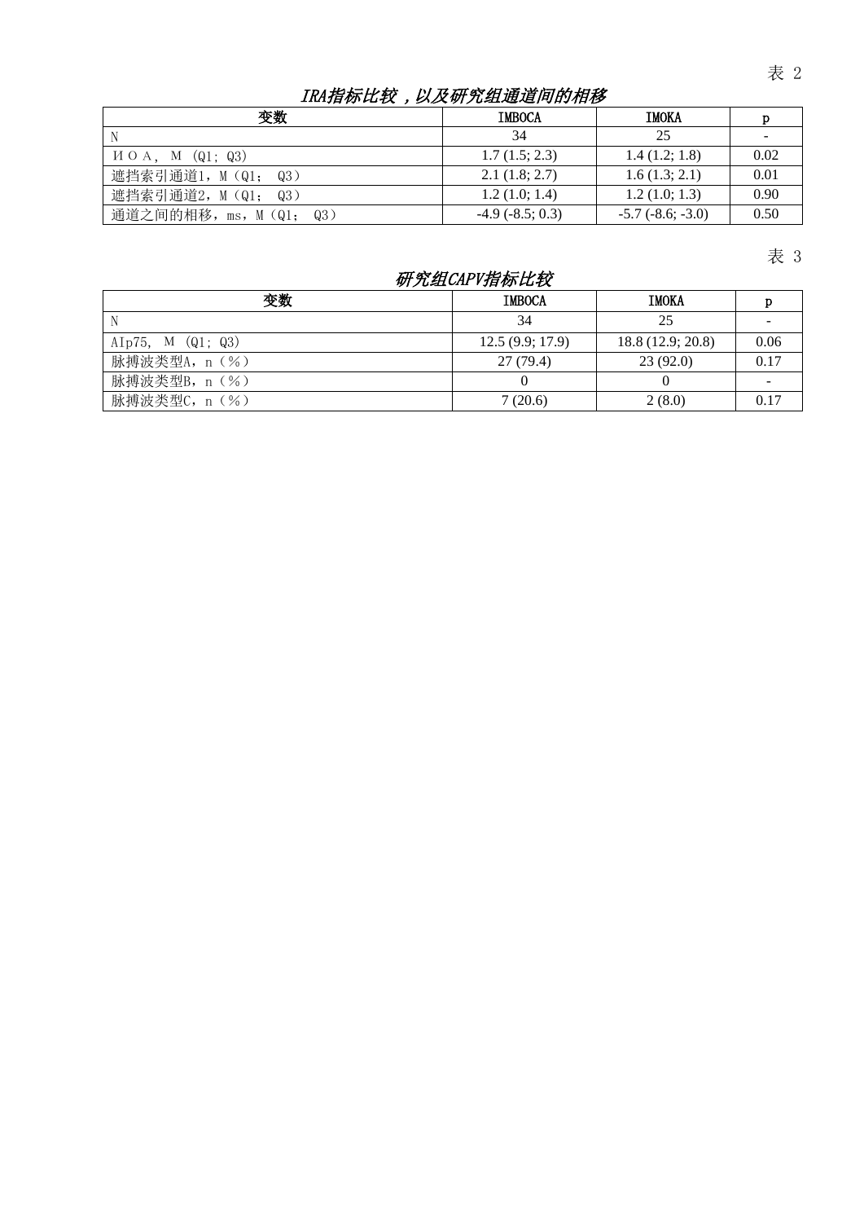表 2

*IRA指标比较，以及研究组通道间的相移*

| 变数 | IMBOCA | IMOKA | p |
|---|---|---|---|
| N | 34 | 25 | - |
| И О А, M (Q1; Q3) | 1.7 (1.5; 2.3) | 1.4 (1.2; 1.8) | 0.02 |
| 遮挡索引通道1，M（Q1； Q3） | 2.1 (1.8; 2.7) | 1.6 (1.3; 2.1) | 0.01 |
| 遮挡索引通道2，M（Q1； Q3） | 1.2 (1.0; 1.4) | 1.2 (1.0; 1.3) | 0.90 |
| 通道之间的相移，ms，M（Q1； Q3） | -4.9 (-8.5; 0.3) | -5.7 (-8.6; -3.0) | 0.50 |

表 3

*研究组CAPV指标比较*

| 变数 | IMBOCA | IMOKA | p |
|---|---|---|---|
| N | 34 | 25 | - |
| AIp75, M (Q1; Q3) | 12.5 (9.9; 17.9) | 18.8 (12.9; 20.8) | 0.06 |
| 脉搏波类型A，n（%） | 27 (79.4) | 23 (92.0) | 0.17 |
| 脉搏波类型B，n（%） | 0 | 0 | - |
| 脉搏波类型C，n（%） | 7 (20.6) | 2 (8.0) | 0.17 |